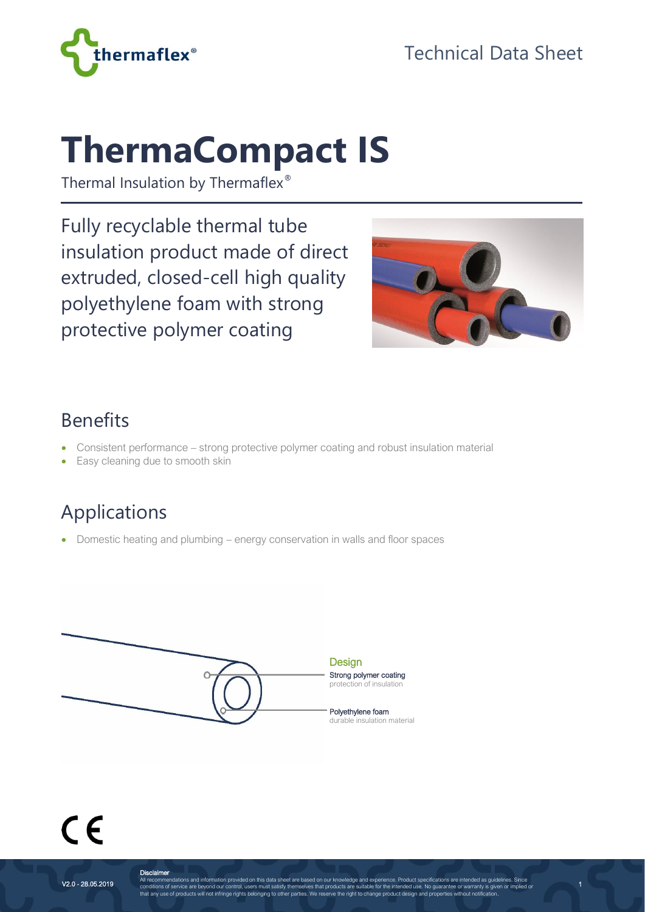Technical Data Sheet

# ThermaCompact IS

Thermal Insulation by Thermaflex®

Fully recyclable thermal tube insulation product made of direct extruded, closed-cell high quality polyethylene foam with strong protective polymer coating

## Benefits

- Consistent performance – strong protective polymer coating and robust insulation material
- Easy cleaning due to smooth skin

## Applications

- Domestic heating and plumbing – energy conservation in walls and floor spaces

**Design**

Strong polymer coating
protection of insulation

Polyethylene foam
durable insulation material

CE

**Disclaimer**
All recommendations and information provided on this data sheet are based on our knowledge and experience. Product specifications are intended as guidelines. Since conditions of service are beyond our control, users must satisfy themselves that products are suitable for the intended use. No guarantee or warranty is given or implied or that any use of products will not infringe rights belonging to other parties. We reserve the right to change product design and properties without notification.

V2.0 - 28.05.2019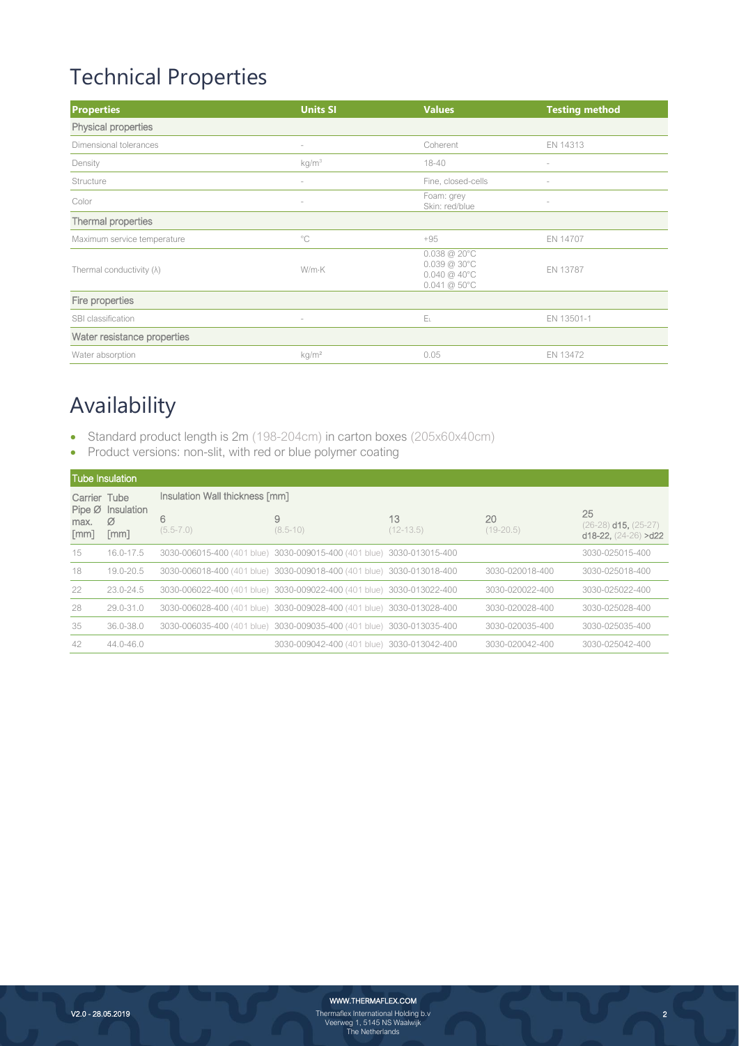# Technical Properties

| Properties | Units SI | Values | Testing method |
|---|---|---|---|
| Physical properties | | | |
| Dimensional tolerances | - | Coherent | EN 14313 |
| Density | kg/m³ | 18-40 | - |
| Structure | - | Fine, closed-cells | - |
| Color | - | Foam: grey<br>Skin: red/blue | - |
| Thermal properties | | | |
| Maximum service temperature | °C | +95 | EN 14707 |
| Thermal conductivity (λ) | W/m·K | 0.038 @ 20°C<br>0.039 @ 30°C<br>0.040 @ 40°C<br>0.041 @ 50°C | EN 13787 |
| Fire properties | | | |
| SBI classification | - | $E_L$ | EN 13501-1 |
| Water resistance properties | | | |
| Water absorption | kg/m² | 0.05 | EN 13472 |

# Availability

- Standard product length is 2m (198-204cm) in carton boxes (205x60x40cm)
- Product versions: non-slit, with red or blue polymer coating

| Tube Insulation | | | | | | |
|---|---|---|---|---|---|---|
| Carrier Pipe Ø max. [mm] | Tube Insulation Ø [mm] | Insulation Wall thickness [mm] | | | | |
| | | 6 (5.5-7.0) | 9 (8.5-10) | 13 (12-13.5) | 20 (19-20.5) | 25 (26-28) d15, (25-27) d18-22, (24-26) >d22 |
| 15 | 16.0-17.5 | 3030-006015-400 (401 blue) | 3030-009015-400 (401 blue) | 3030-013015-400 | | 3030-025015-400 |
| 18 | 19.0-20.5 | 3030-006018-400 (401 blue) | 3030-009018-400 (401 blue) | 3030-013018-400 | 3030-020018-400 | 3030-025018-400 |
| 22 | 23.0-24.5 | 3030-006022-400 (401 blue) | 3030-009022-400 (401 blue) | 3030-013022-400 | 3030-020022-400 | 3030-025022-400 |
| 28 | 29.0-31.0 | 3030-006028-400 (401 blue) | 3030-009028-400 (401 blue) | 3030-013028-400 | 3030-020028-400 | 3030-025028-400 |
| 35 | 36.0-38.0 | 3030-006035-400 (401 blue) | 3030-009035-400 (401 blue) | 3030-013035-400 | 3030-020035-400 | 3030-025035-400 |
| 42 | 44.0-46.0 | | 3030-009042-400 (401 blue) | 3030-013042-400 | 3030-020042-400 | 3030-025042-400 |